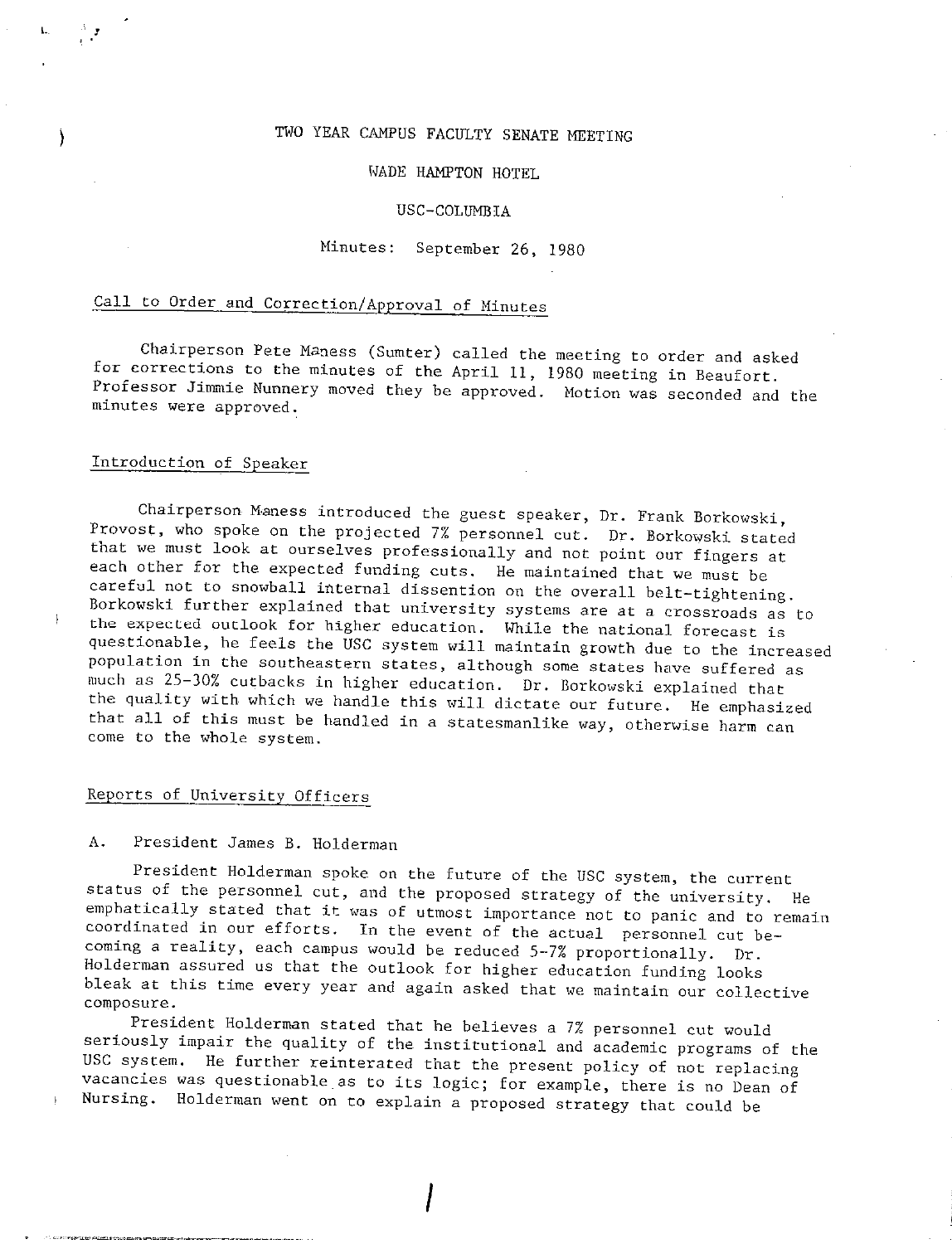# TWO YEAR CAMPUS FACULTY SENATE MEETING

WADE HAMPTON HOTEL

USC-COLUMBIA

Minutes: September 26, 1980

## Call to Order and Correction/Approval of Minutes

Chairperson Pete Maness (Sumter) called the meeting to order and asked for corrections to the minutes of the April 11, 1980 meeting in Beaufort. Professor Jimmie Nunnery moved they be approved. Motion was seconded and the minutes were approved.

## Introduction of Speaker

Chairperson Maness introduced the guest speaker, Dr. Frank Borkowski, Provost, who spoke on the projected 7% personnel cut. Dr. Borkowski stated that we must look at ourselves professionally and not point our fingers at each other for the expected funding cuts. He maintained that we must be careful not to snowball internal dissention on the overall belt-tightening. Borkowski further explained that university systems are at a crossroads as to the expected outlook for higher education. While the national forecast is questionable, he feels the USC system will maintain growth due to the increased population in the southeastern states, although some states have suffered as much as 25-30% cutbacks in higher education. Dr. Borkowski explained that the quality with which we handle this will dictate our future. He emphasized that all of this must be handled in a statesmanlike way, otherwise harm can come to the whole system.

## Reports of University Officers

### A. President James B. Holderman

President Holderman spoke on the future of the USC system, the current status of the personnel cut, and the proposed strategy of the university. He emphatically stated that it was of utmost importance not to panic and to remain coordinated in our efforts. In the event of the actual personnel cut becoming a reality, each campus would be reduced 5-7% proportionally. Dr. Holderman assured us that the outlook for higher education funding looks bleak at this time every year and again asked that we maintain our collective composure.

President Holderman stated that he believes a 7% personnel cut would seriously impair the quality of the institutional and academic programs of the USC system. He further reinterated that the present policy of not replacing vacancies was questionable as to its logic; for example, there is no Dean of Nursing. Holderman went on to explain a proposed strategy that could be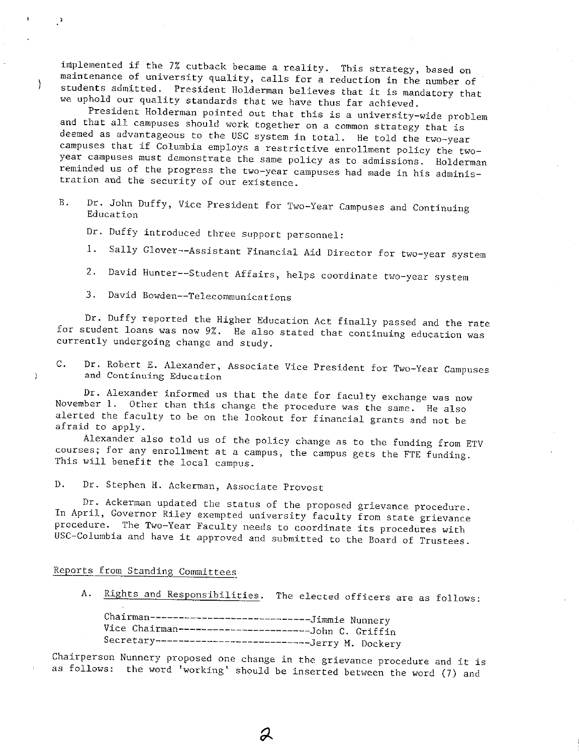implemented if the 7% cutback became a reality. This strategy, based on maintenance of university quality, calls for a reduction in the number of students admitted. President Holderman believes that it is mandatory that we uphold our quality standards that we have thus far achieved.

President Holderman pointed out that this is a university-wide problem and that all campuses should work together on a common strategy that is deemed as advantageous to the USC system in total. He told the two-year campuses that if Columbia employs a restrictive enrollment policy the two-year campuses must demonstrate the same policy as to admissions. Holderman reminded us of the progress the two-year campuses had made in his administration and the security of our existence.

B. Dr. John Duffy, Vice President for Two-Year Campuses and Continuing Education

Dr. Duffy introduced three support personnel:

1. Sally Glover--Assistant Financial Aid Director for two-year system
2. David Hunter--Student Affairs, helps coordinate two-year system
3. David Bowden--Telecommunications

Dr. Duffy reported the Higher Education Act finally passed and the rate for student loans was now 9%. He also stated that continuing education was currently undergoing change and study.

C. Dr. Robert E. Alexander, Associate Vice President for Two-Year Campuses and Continuing Education

Dr. Alexander informed us that the date for faculty exchange was now November 1. Other than this change the procedure was the same. He also alerted the faculty to be on the lookout for financial grants and not be afraid to apply.

Alexander also told us of the policy change as to the funding from ETV courses; for any enrollment at a campus, the campus gets the FTE funding. This will benefit the local campus.

D. Dr. Stephen H. Ackerman, Associate Provost

Dr. Ackerman updated the status of the proposed grievance procedure. In April, Governor Riley exempted university faculty from state grievance procedure. The Two-Year Faculty needs to coordinate its procedures with USC-Columbia and have it approved and submitted to the Board of Trustees.

Reports from Standing Committees

A. Rights and Responsibilities. The elected officers are as follows:

Chairman----------------------------Jimmie Nunnery
Vice Chairman-----------------------John C. Griffin
Secretary---------------------------Jerry M. Dockery

Chairperson Nunnery proposed one change in the grievance procedure and it is as follows: the word 'working' should be inserted between the word (7) and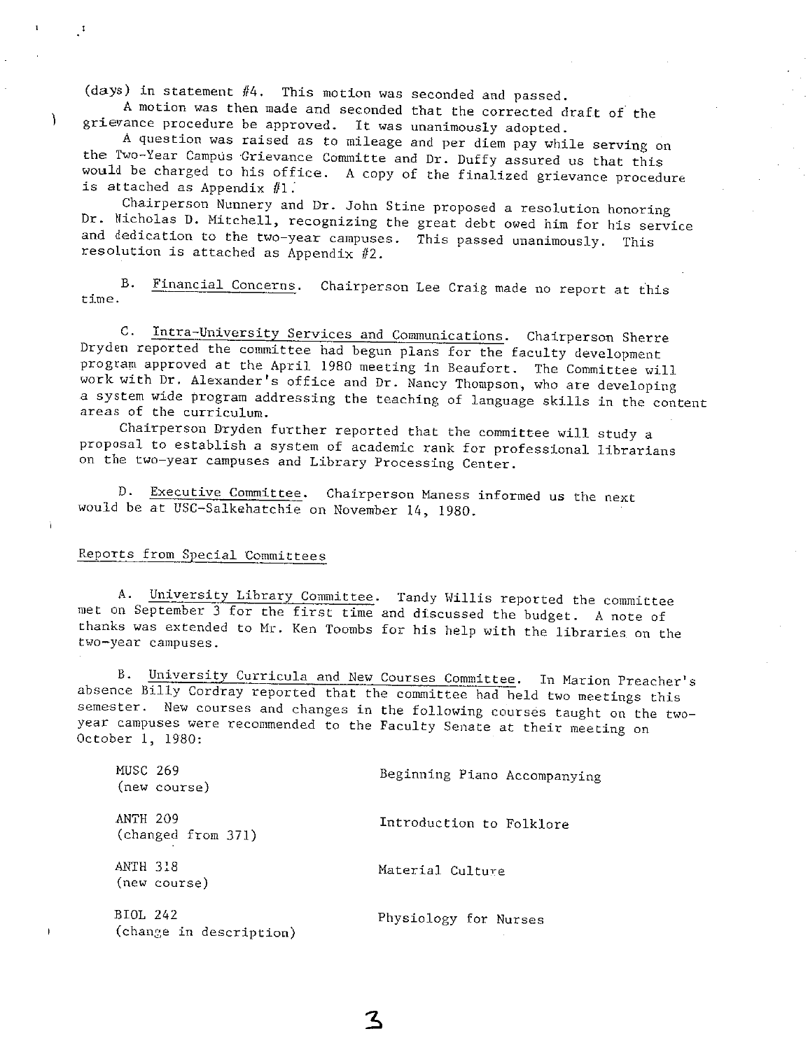(days) in statement #4. This motion was seconded and passed.

A motion was then made and seconded that the corrected draft of the grievance procedure be approved. It was unanimously adopted.

A question was raised as to mileage and per diem pay while serving on the Two-Year Campus Grievance Committe and Dr. Duffy assured us that this would be charged to his office. A copy of the finalized grievance procedure is attached as Appendix #1.

Chairperson Nunnery and Dr. John Stine proposed a resolution honoring Dr. Nicholas D. Mitchell, recognizing the great debt owed him for his service and dedication to the two-year campuses. This passed unanimously. This resolution is attached as Appendix #2.

B. Financial Concerns. Chairperson Lee Craig made no report at this time.

C. Intra-University Services and Communications. Chairperson Sherre Dryden reported the committee had begun plans for the faculty development program approved at the April 1980 meeting in Beaufort. The Committee will work with Dr. Alexander's office and Dr. Nancy Thompson, who are developing a system wide program addressing the teaching of language skills in the content areas of the curriculum.

Chairperson Dryden further reported that the committee will study a proposal to establish a system of academic rank for professional librarians on the two-year campuses and Library Processing Center.

D. Executive Committee. Chairperson Maness informed us the next would be at USC-Salkehatchie on November 14, 1980.

## Reports from Special Committees

A. University Library Committee. Tandy Willis reported the committee met on September 3 for the first time and discussed the budget. A note of thanks was extended to Mr. Ken Toombs for his help with the libraries on the two-year campuses.

B. University Curricula and New Courses Committee. In Marion Preacher's absence Billy Cordray reported that the committee had held two meetings this semester. New courses and changes in the following courses taught on the two-year campuses were recommended to the Faculty Senate at their meeting on October 1, 1980:

| | |
|---|---|
| MUSC 269 (new course) | Beginning Piano Accompanying |
| ANTH 209 (changed from 371) | Introduction to Folklore |
| ANTH 318 (new course) | Material Culture |
| BIOL 242 (change in description) | Physiology for Nurses |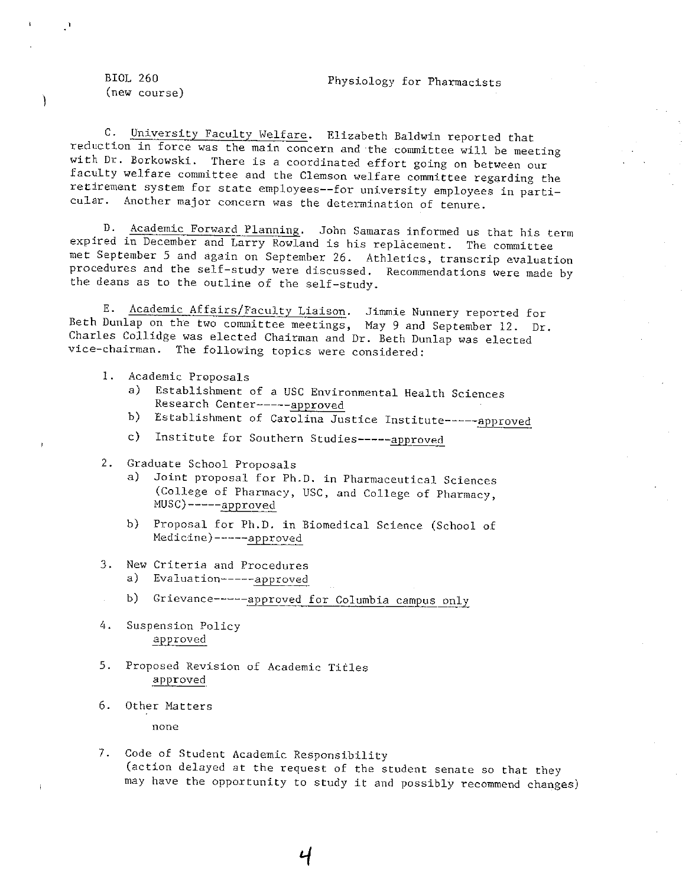BIOL 260 (new course) Physiology for Pharmacists

C. University Faculty Welfare. Elizabeth Baldwin reported that reduction in force was the main concern and the committee will be meeting with Dr. Borkowski. There is a coordinated effort going on between our faculty welfare committee and the Clemson welfare committee regarding the retirement system for state employees--for university employees in particular. Another major concern was the determination of tenure.

D. Academic Forward Planning. John Samaras informed us that his term expired in December and Larry Rowland is his replacement. The committee met September 5 and again on September 26. Athletics, transcrip evaluation procedures and the self-study were discussed. Recommendations were made by the deans as to the outline of the self-study.

E. Academic Affairs/Faculty Liaison. Jimmie Nunnery reported for Beth Dunlap on the two committee meetings, May 9 and September 12. Dr. Charles Collidge was elected Chairman and Dr. Beth Dunlap was elected vice-chairman. The following topics were considered:

1. Academic Proposals
   a) Establishment of a USC Environmental Health Sciences Research Center-----approved
   b) Establishment of Carolina Justice Institute-----approved
   c) Institute for Southern Studies-----approved

2. Graduate School Proposals
   a) Joint proposal for Ph.D. in Pharmaceutical Sciences (College of Pharmacy, USC, and College of Pharmacy, MUSC)-----approved
   b) Proposal for Ph.D. in Biomedical Science (School of Medicine)-----approved

3. New Criteria and Procedures
   a) Evaluation-----approved
   b) Grievance-----approved for Columbia campus only

4. Suspension Policy
   approved

5. Proposed Revision of Academic Titles
   approved

6. Other Matters
   none

7. Code of Student Academic Responsibility
   (action delayed at the request of the student senate so that they may have the opportunity to study it and possibly recommend changes)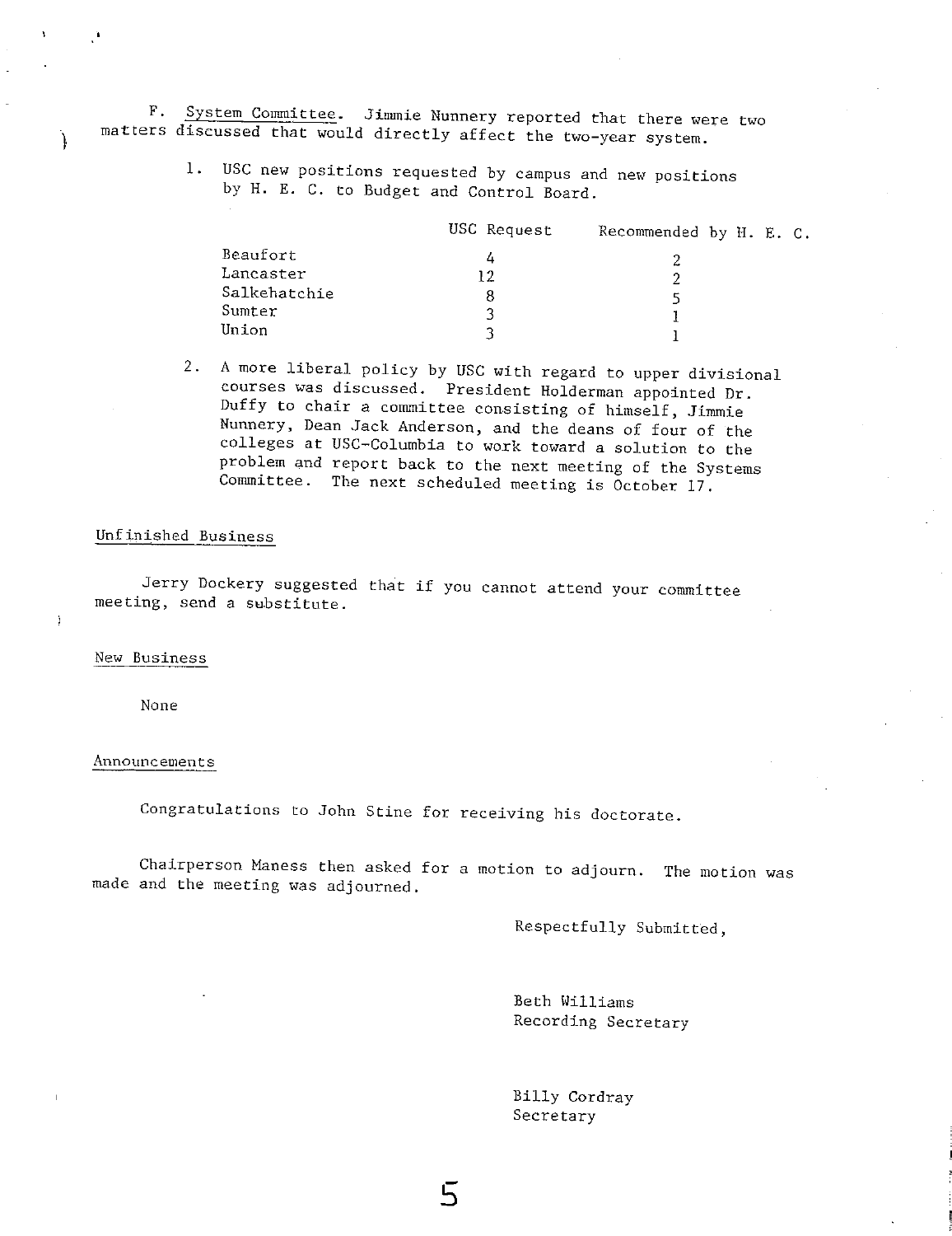F. System Committee. Jimmie Nunnery reported that there were two matters discussed that would directly affect the two-year system.

1. USC new positions requested by campus and new positions by H. E. C. to Budget and Control Board.

| | USC Request | Recommended by H. E. C. |
|---|---|---|
| Beaufort | 4 | 2 |
| Lancaster | 12 | 2 |
| Salkehatchie | 8 | 5 |
| Sumter | 3 | 1 |
| Union | 3 | 1 |

2. A more liberal policy by USC with regard to upper divisional courses was discussed. President Holderman appointed Dr. Duffy to chair a committee consisting of himself, Jimmie Nunnery, Dean Jack Anderson, and the deans of four of the colleges at USC-Columbia to work toward a solution to the problem and report back to the next meeting of the Systems Committee. The next scheduled meeting is October 17.

## Unfinished Business

Jerry Dockery suggested that if you cannot attend your committee meeting, send a substitute.

## New Business

None

## Announcements

Congratulations to John Stine for receiving his doctorate.

Chairperson Maness then asked for a motion to adjourn. The motion was made and the meeting was adjourned.

Respectfully Submitted,

Beth Williams
Recording Secretary

Billy Cordray
Secretary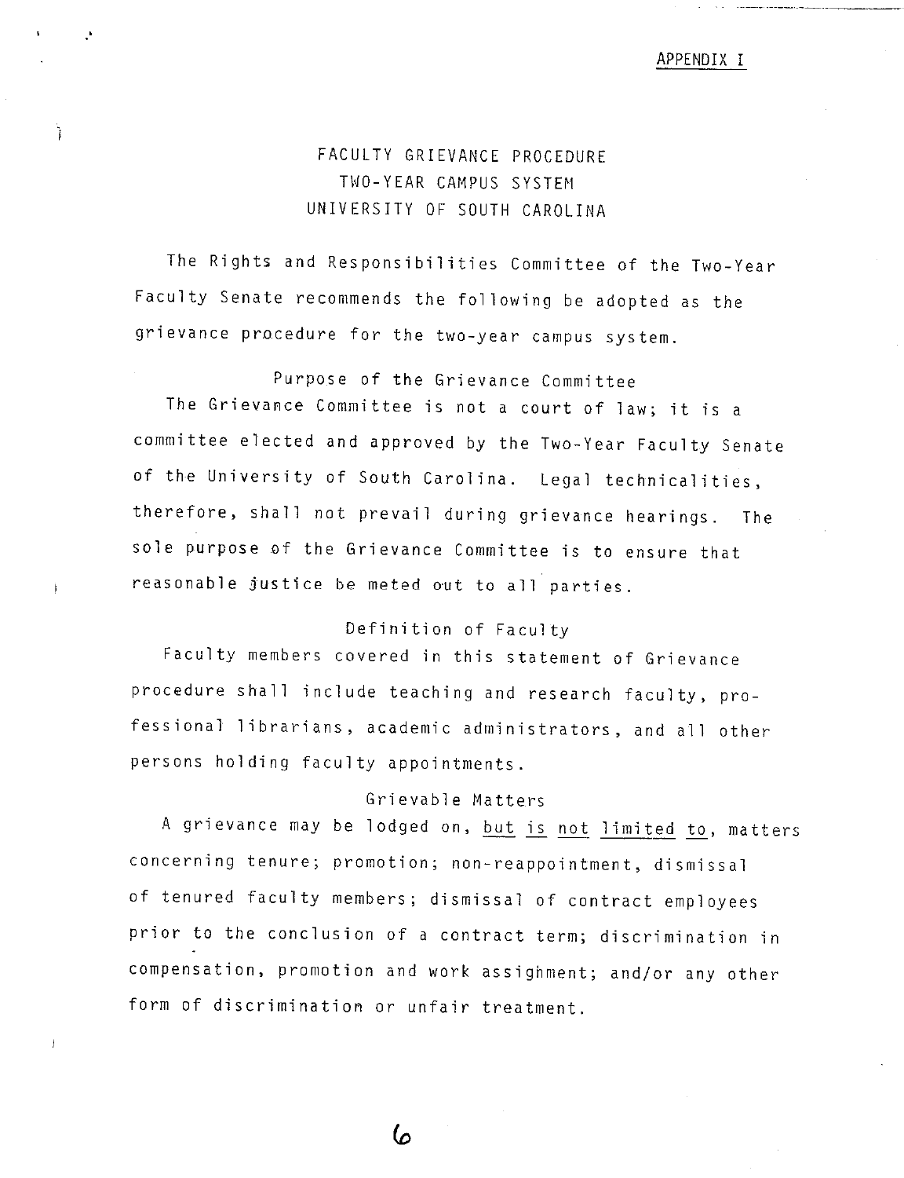APPENDIX I

# FACULTY GRIEVANCE PROCEDURE
# TWO-YEAR CAMPUS SYSTEM
# UNIVERSITY OF SOUTH CAROLINA

The Rights and Responsibilities Committee of the Two-Year Faculty Senate recommends the following be adopted as the grievance procedure for the two-year campus system.

## Purpose of the Grievance Committee

The Grievance Committee is not a court of law; it is a committee elected and approved by the Two-Year Faculty Senate of the University of South Carolina. Legal technicalities, therefore, shall not prevail during grievance hearings. The sole purpose of the Grievance Committee is to ensure that reasonable justice be meted out to all parties.

## Definition of Faculty

Faculty members covered in this statement of Grievance procedure shall include teaching and research faculty, professional librarians, academic administrators, and all other persons holding faculty appointments.

## Grievable Matters

A grievance may be lodged on, <u>but is not limited to</u>, matters concerning tenure; promotion; non-reappointment, dismissal of tenured faculty members; dismissal of contract employees prior to the conclusion of a contract term; discrimination in compensation, promotion and work assighment; and/or any other form of discrimination or unfair treatment.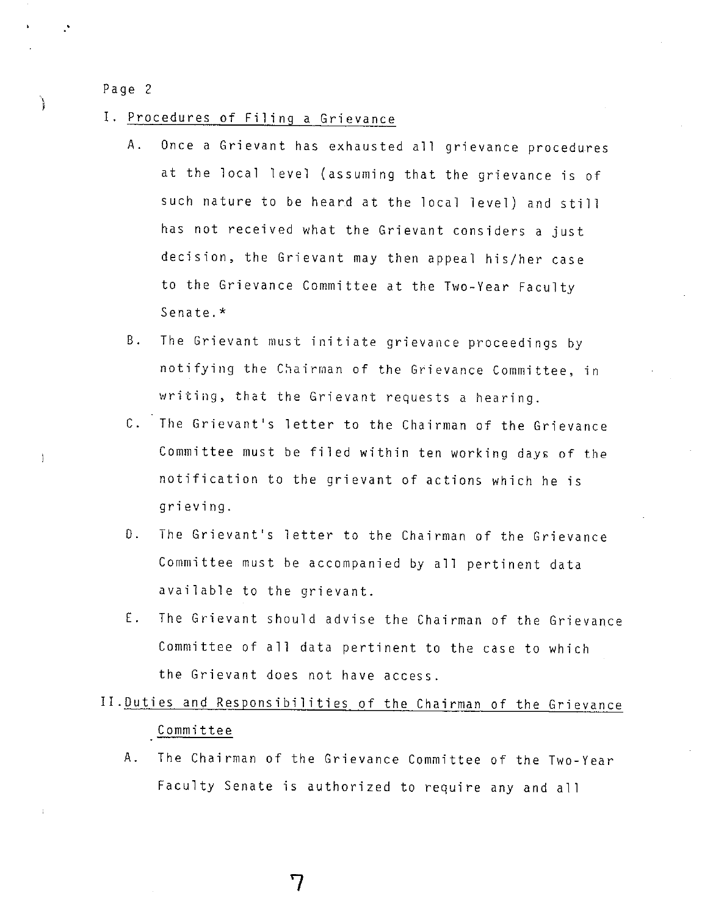I. Procedures of Filing a Grievance

A. Once a Grievant has exhausted all grievance procedures at the local level (assuming that the grievance is of such nature to be heard at the local level) and still has not received what the Grievant considers a just decision, the Grievant may then appeal his/her case to the Grievance Committee at the Two-Year Faculty Senate.*

B. The Grievant must initiate grievance proceedings by notifying the Chairman of the Grievance Committee, in writing, that the Grievant requests a hearing.

C. The Grievant's letter to the Chairman of the Grievance Committee must be filed within ten working days of the notification to the grievant of actions which he is grieving.

D. The Grievant's letter to the Chairman of the Grievance Committee must be accompanied by all pertinent data available to the grievant.

E. The Grievant should advise the Chairman of the Grievance Committee of all data pertinent to the case to which the Grievant does not have access.

II. Duties and Responsibilities of the Chairman of the Grievance Committee

A. The Chairman of the Grievance Committee of the Two-Year Faculty Senate is authorized to require any and all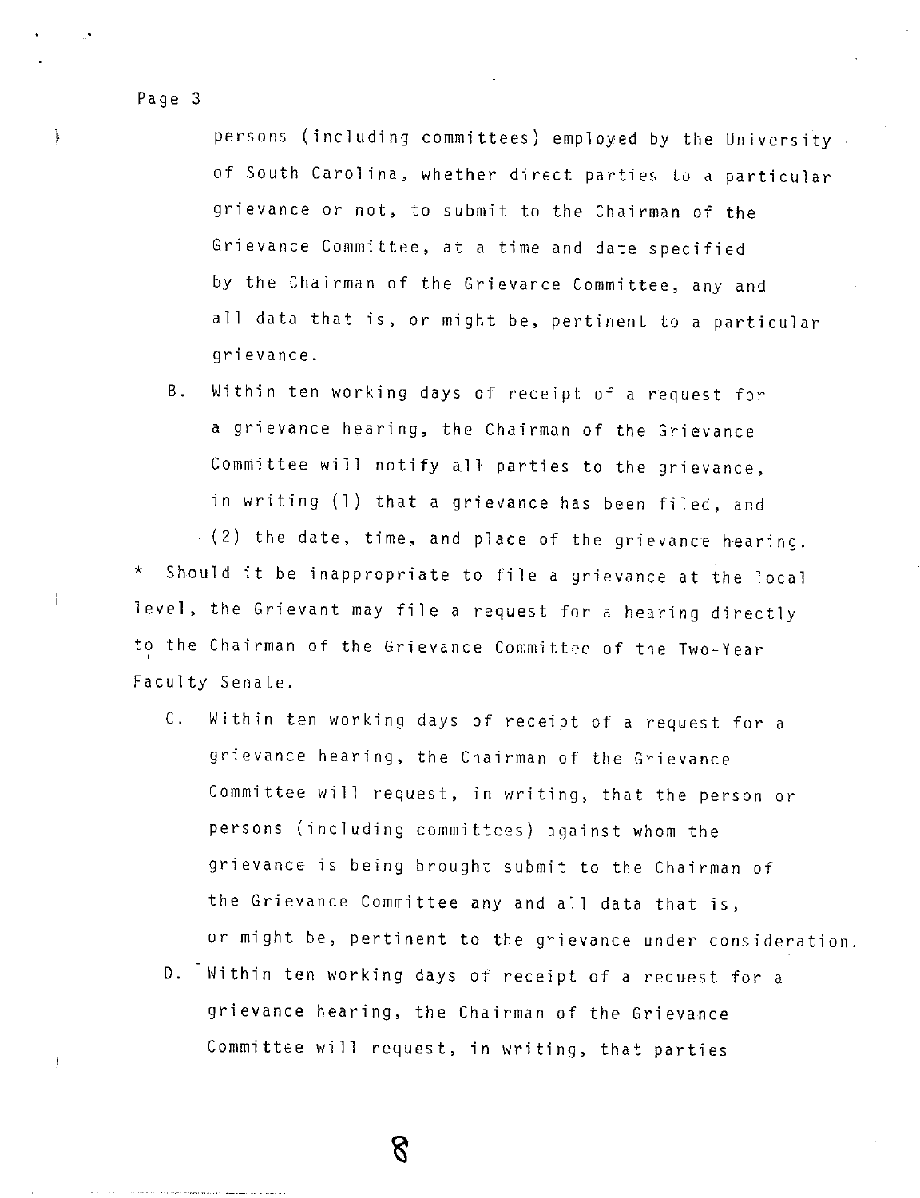persons (including committees) employed by the University of South Carolina, whether direct parties to a particular grievance or not, to submit to the Chairman of the Grievance Committee, at a time and date specified by the Chairman of the Grievance Committee, any and all data that is, or might be, pertinent to a particular grievance.

B. Within ten working days of receipt of a request for a grievance hearing, the Chairman of the Grievance Committee will notify all parties to the grievance, in writing (1) that a grievance has been filed, and (2) the date, time, and place of the grievance hearing.

* Should it be inappropriate to file a grievance at the local level, the Grievant may file a request for a hearing directly to the Chairman of the Grievance Committee of the Two-Year Faculty Senate.

C. Within ten working days of receipt of a request for a grievance hearing, the Chairman of the Grievance Committee will request, in writing, that the person or persons (including committees) against whom the grievance is being brought submit to the Chairman of the Grievance Committee any and all data that is, or might be, pertinent to the grievance under consideration.

D. Within ten working days of receipt of a request for a grievance hearing, the Chairman of the Grievance Committee will request, in writing, that parties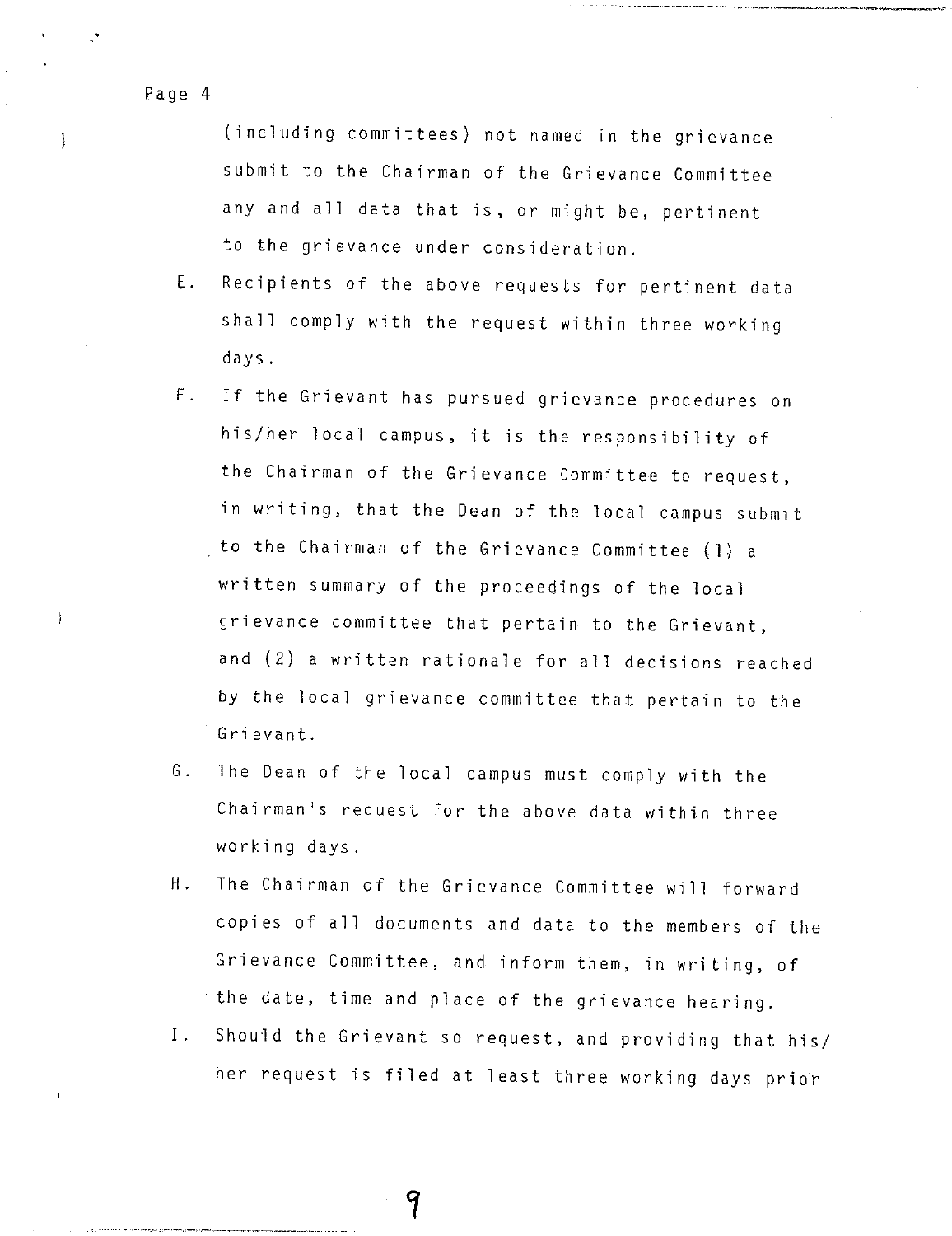(including committees) not named in the grievance submit to the Chairman of the Grievance Committee any and all data that is, or might be, pertinent to the grievance under consideration.

E. Recipients of the above requests for pertinent data shall comply with the request within three working days.

F. If the Grievant has pursued grievance procedures on his/her local campus, it is the responsibility of the Chairman of the Grievance Committee to request, in writing, that the Dean of the local campus submit to the Chairman of the Grievance Committee (1) a written summary of the proceedings of the local grievance committee that pertain to the Grievant, and (2) a written rationale for all decisions reached by the local grievance committee that pertain to the Grievant.

G. The Dean of the local campus must comply with the Chairman's request for the above data within three working days.

H. The Chairman of the Grievance Committee will forward copies of all documents and data to the members of the Grievance Committee, and inform them, in writing, of the date, time and place of the grievance hearing.

I. Should the Grievant so request, and providing that his/her request is filed at least three working days prior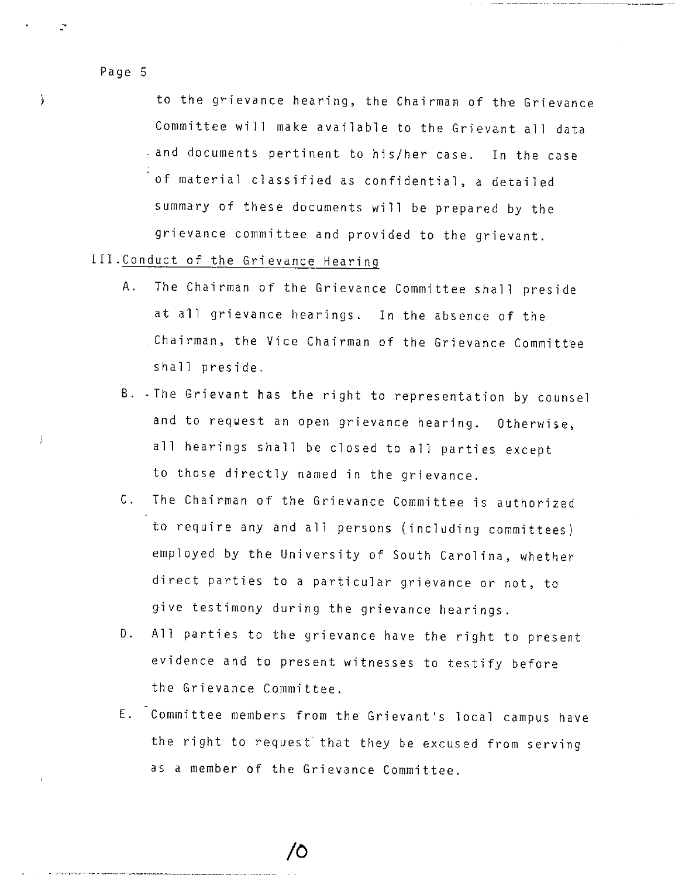to the grievance hearing, the Chairman of the Grievance Committee will make available to the Grievant all data and documents pertinent to his/her case. In the case of material classified as confidential, a detailed summary of these documents will be prepared by the grievance committee and provided to the grievant.

III. Conduct of the Grievance Hearing

A. The Chairman of the Grievance Committee shall preside at all grievance hearings. In the absence of the Chairman, the Vice Chairman of the Grievance Committee shall preside.

B. The Grievant has the right to representation by counsel and to request an open grievance hearing. Otherwise, all hearings shall be closed to all parties except to those directly named in the grievance.

C. The Chairman of the Grievance Committee is authorized to require any and all persons (including committees) employed by the University of South Carolina, whether direct parties to a particular grievance or not, to give testimony during the grievance hearings.

D. All parties to the grievance have the right to present evidence and to present witnesses to testify before the Grievance Committee.

E. Committee members from the Grievant's local campus have the right to request that they be excused from serving as a member of the Grievance Committee.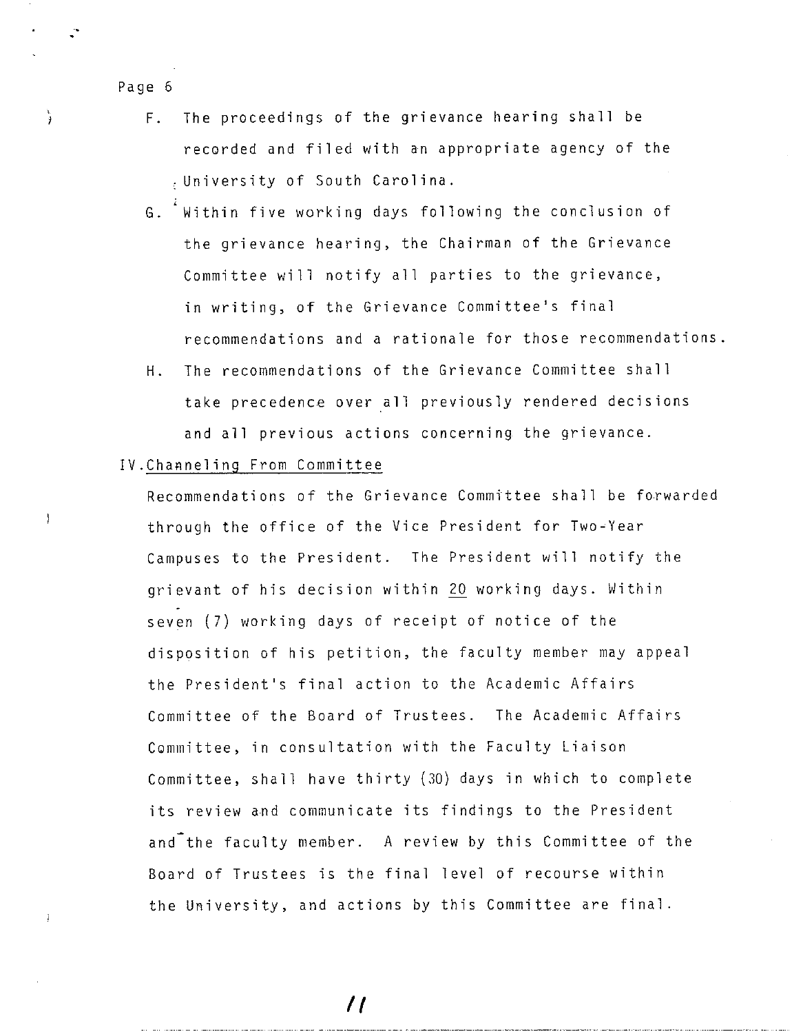F. The proceedings of the grievance hearing shall be recorded and filed with an appropriate agency of the University of South Carolina.

G. Within five working days following the conclusion of the grievance hearing, the Chairman of the Grievance Committee will notify all parties to the grievance, in writing, of the Grievance Committee's final recommendations and a rationale for those recommendations.

H. The recommendations of the Grievance Committee shall take precedence over all previously rendered decisions and all previous actions concerning the grievance.

IV. Channeling From Committee

Recommendations of the Grievance Committee shall be forwarded through the office of the Vice President for Two-Year Campuses to the President. The President will notify the grievant of his decision within 20 working days. Within seven (7) working days of receipt of notice of the disposition of his petition, the faculty member may appeal the President's final action to the Academic Affairs Committee of the Board of Trustees. The Academic Affairs Committee, in consultation with the Faculty Liaison Committee, shall have thirty (30) days in which to complete its review and communicate its findings to the President and the faculty member. A review by this Committee of the Board of Trustees is the final level of recourse within the University, and actions by this Committee are final.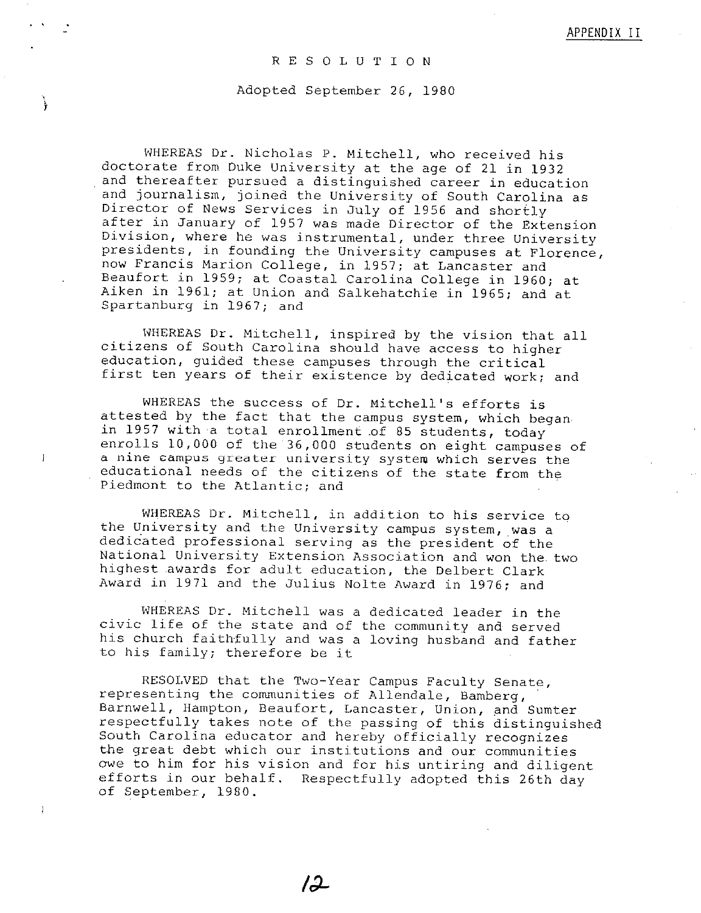APPENDIX II

# RESOLUTION

Adopted September 26, 1980

WHEREAS Dr. Nicholas P. Mitchell, who received his doctorate from Duke University at the age of 21 in 1932 and thereafter pursued a distinguished career in education and journalism, joined the University of South Carolina as Director of News Services in July of 1956 and shortly after in January of 1957 was made Director of the Extension Division, where he was instrumental, under three University presidents, in founding the University campuses at Florence, now Francis Marion College, in 1957; at Lancaster and Beaufort in 1959; at Coastal Carolina College in 1960; at Aiken in 1961; at Union and Salkehatchie in 1965; and at Spartanburg in 1967; and

WHEREAS Dr. Mitchell, inspired by the vision that all citizens of South Carolina should have access to higher education, guided these campuses through the critical first ten years of their existence by dedicated work; and

WHEREAS the success of Dr. Mitchell's efforts is attested by the fact that the campus system, which began in 1957 with a total enrollment of 85 students, today enrolls 10,000 of the 36,000 students on eight campuses of a nine campus greater university system which serves the educational needs of the citizens of the state from the Piedmont to the Atlantic; and

WHEREAS Dr. Mitchell, in addition to his service to the University and the University campus system, was a dedicated professional serving as the president of the National University Extension Association and won the two highest awards for adult education, the Delbert Clark Award in 1971 and the Julius Nolte Award in 1976; and

WHEREAS Dr. Mitchell was a dedicated leader in the civic life of the state and of the community and served his church faithfully and was a loving husband and father to his family; therefore be it

RESOLVED that the Two-Year Campus Faculty Senate, representing the communities of Allendale, Bamberg, Barnwell, Hampton, Beaufort, Lancaster, Union, and Sumter respectfully takes note of the passing of this distinguished South Carolina educator and hereby officially recognizes the great debt which our institutions and our communities owe to him for his vision and for his untiring and diligent efforts in our behalf. Respectfully adopted this 26th day of September, 1980.